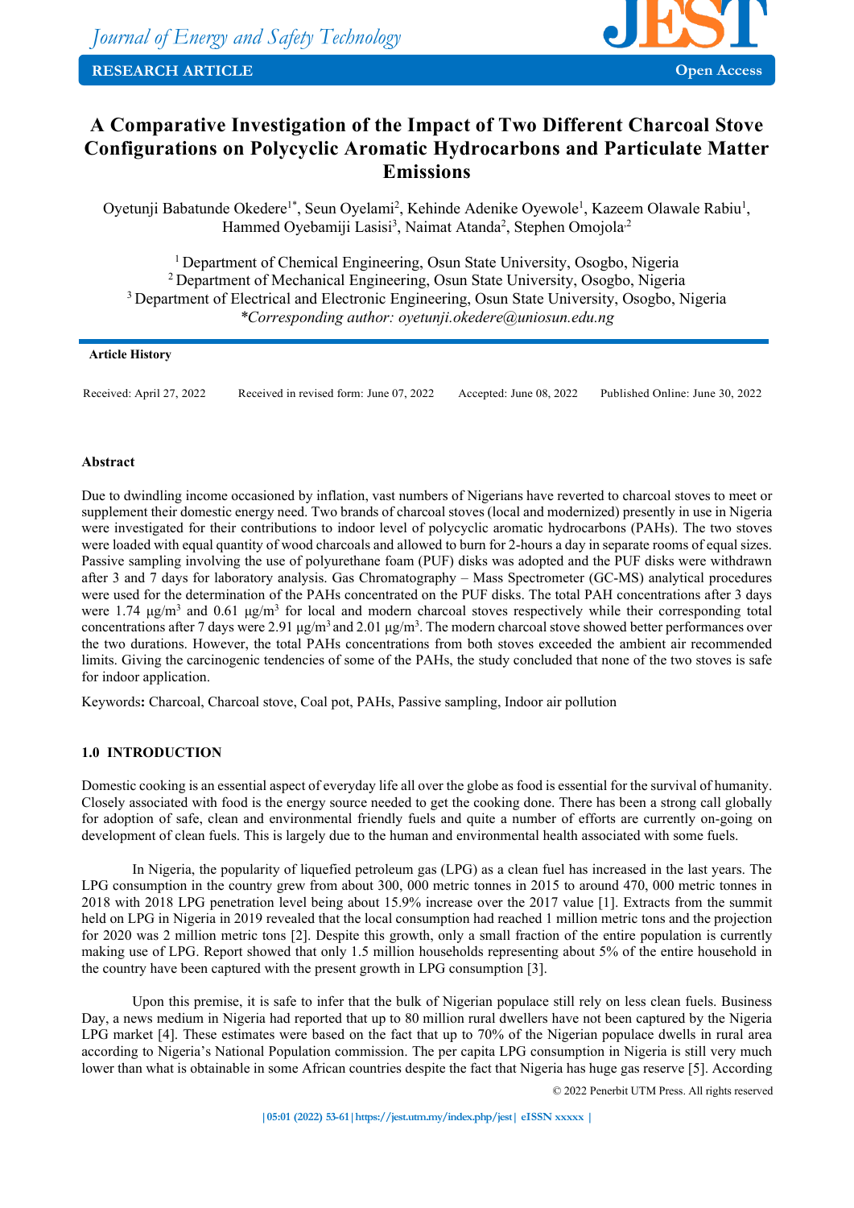Journal of Energy and Safety Technology

RESEARCH ARTICLE — Open Access

# A Comparative Investigation of the Impact of Two Different Charcoal Stove Configurations on Polycyclic Aromatic Hydrocarbons and Particulate Matter Emissions

Oyetunji Babatunde Okedere[1*], Seun Oyelami[2], Kehinde Adenike Oyewole[1], Kazeem Olawale Rabiu[1], Hammed Oyebamiji Lasisi[3], Naimat Atanda[2], Stephen Omojola[2]

[1] Department of Chemical Engineering, Osun State University, Osogbo, Nigeria
[2] Department of Mechanical Engineering, Osun State University, Osogbo, Nigeria
[3] Department of Electrical and Electronic Engineering, Osun State University, Osogbo, Nigeria
*Corresponding author: oyetunji.okedere@uniosun.edu.ng*

**Article History**

Received: April 27, 2022 | Received in revised form: June 07, 2022 | Accepted: June 08, 2022 | Published Online: June 30, 2022

### Abstract

Due to dwindling income occasioned by inflation, vast numbers of Nigerians have reverted to charcoal stoves to meet or supplement their domestic energy need. Two brands of charcoal stoves (local and modernized) presently in use in Nigeria were investigated for their contributions to indoor level of polycyclic aromatic hydrocarbons (PAHs). The two stoves were loaded with equal quantity of wood charcoals and allowed to burn for 2-hours a day in separate rooms of equal sizes. Passive sampling involving the use of polyurethane foam (PUF) disks was adopted and the PUF disks were withdrawn after 3 and 7 days for laboratory analysis. Gas Chromatography – Mass Spectrometer (GC-MS) analytical procedures were used for the determination of the PAHs concentrated on the PUF disks. The total PAH concentrations after 3 days were 1.74 μg/m$^3$ and 0.61 μg/m$^3$ for local and modern charcoal stoves respectively while their corresponding total concentrations after 7 days were 2.91 μg/m$^3$ and 2.01 μg/m$^3$. The modern charcoal stove showed better performances over the two durations. However, the total PAHs concentrations from both stoves exceeded the ambient air recommended limits. Giving the carcinogenic tendencies of some of the PAHs, the study concluded that none of the two stoves is safe for indoor application.

Keywords**:** Charcoal, Charcoal stove, Coal pot, PAHs, Passive sampling, Indoor air pollution

## 1.0 INTRODUCTION

Domestic cooking is an essential aspect of everyday life all over the globe as food is essential for the survival of humanity. Closely associated with food is the energy source needed to get the cooking done. There has been a strong call globally for adoption of safe, clean and environmental friendly fuels and quite a number of efforts are currently on-going on development of clean fuels. This is largely due to the human and environmental health associated with some fuels.

In Nigeria, the popularity of liquefied petroleum gas (LPG) as a clean fuel has increased in the last years. The LPG consumption in the country grew from about 300, 000 metric tonnes in 2015 to around 470, 000 metric tonnes in 2018 with 2018 LPG penetration level being about 15.9% increase over the 2017 value [1]. Extracts from the summit held on LPG in Nigeria in 2019 revealed that the local consumption had reached 1 million metric tons and the projection for 2020 was 2 million metric tons [2]. Despite this growth, only a small fraction of the entire population is currently making use of LPG. Report showed that only 1.5 million households representing about 5% of the entire household in the country have been captured with the present growth in LPG consumption [3].

Upon this premise, it is safe to infer that the bulk of Nigerian populace still rely on less clean fuels. Business Day, a news medium in Nigeria had reported that up to 80 million rural dwellers have not been captured by the Nigeria LPG market [4]. These estimates were based on the fact that up to 70% of the Nigerian populace dwells in rural area according to Nigeria's National Population commission. The per capita LPG consumption in Nigeria is still very much lower than what is obtainable in some African countries despite the fact that Nigeria has huge gas reserve [5]. According

© 2022 Penerbit UTM Press. All rights reserved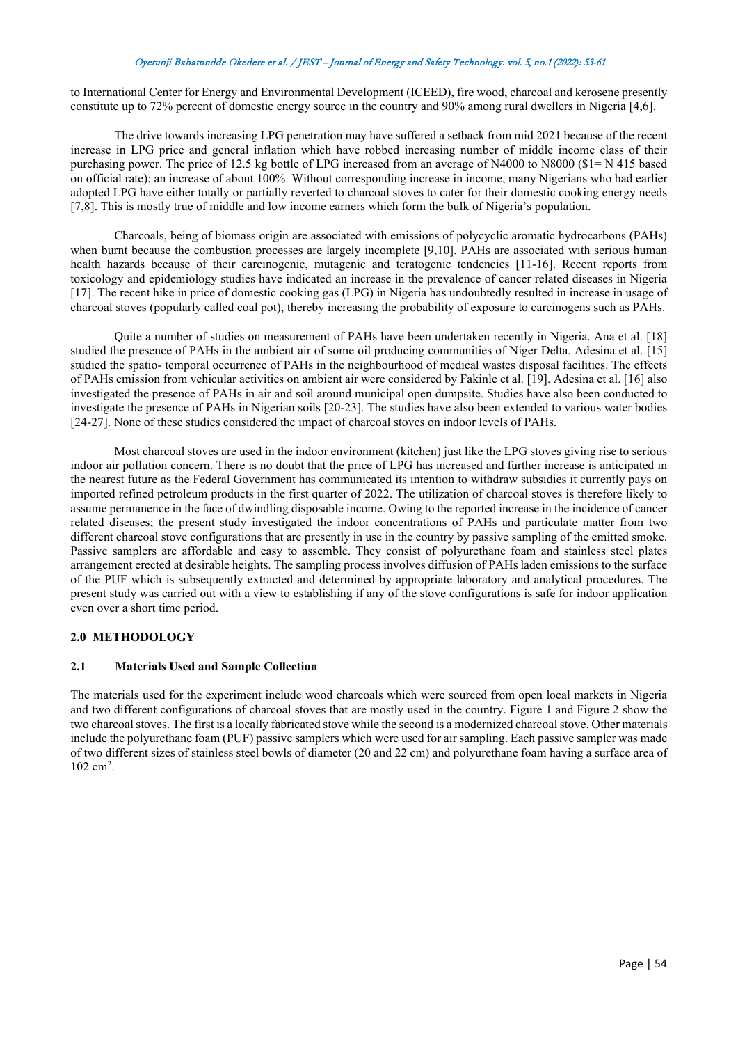to International Center for Energy and Environmental Development (ICEED), fire wood, charcoal and kerosene presently constitute up to 72% percent of domestic energy source in the country and 90% among rural dwellers in Nigeria [4,6].

The drive towards increasing LPG penetration may have suffered a setback from mid 2021 because of the recent increase in LPG price and general inflation which have robbed increasing number of middle income class of their purchasing power. The price of 12.5 kg bottle of LPG increased from an average of N4000 to N8000 ($1= N 415 based on official rate); an increase of about 100%. Without corresponding increase in income, many Nigerians who had earlier adopted LPG have either totally or partially reverted to charcoal stoves to cater for their domestic cooking energy needs [7,8]. This is mostly true of middle and low income earners which form the bulk of Nigeria's population.

Charcoals, being of biomass origin are associated with emissions of polycyclic aromatic hydrocarbons (PAHs) when burnt because the combustion processes are largely incomplete [9,10]. PAHs are associated with serious human health hazards because of their carcinogenic, mutagenic and teratogenic tendencies [11-16]. Recent reports from toxicology and epidemiology studies have indicated an increase in the prevalence of cancer related diseases in Nigeria [17]. The recent hike in price of domestic cooking gas (LPG) in Nigeria has undoubtedly resulted in increase in usage of charcoal stoves (popularly called coal pot), thereby increasing the probability of exposure to carcinogens such as PAHs.

Quite a number of studies on measurement of PAHs have been undertaken recently in Nigeria. Ana et al. [18] studied the presence of PAHs in the ambient air of some oil producing communities of Niger Delta. Adesina et al. [15] studied the spatio- temporal occurrence of PAHs in the neighbourhood of medical wastes disposal facilities. The effects of PAHs emission from vehicular activities on ambient air were considered by Fakinle et al. [19]. Adesina et al. [16] also investigated the presence of PAHs in air and soil around municipal open dumpsite. Studies have also been conducted to investigate the presence of PAHs in Nigerian soils [20-23]. The studies have also been extended to various water bodies [24-27]. None of these studies considered the impact of charcoal stoves on indoor levels of PAHs.

Most charcoal stoves are used in the indoor environment (kitchen) just like the LPG stoves giving rise to serious indoor air pollution concern. There is no doubt that the price of LPG has increased and further increase is anticipated in the nearest future as the Federal Government has communicated its intention to withdraw subsidies it currently pays on imported refined petroleum products in the first quarter of 2022. The utilization of charcoal stoves is therefore likely to assume permanence in the face of dwindling disposable income. Owing to the reported increase in the incidence of cancer related diseases; the present study investigated the indoor concentrations of PAHs and particulate matter from two different charcoal stove configurations that are presently in use in the country by passive sampling of the emitted smoke. Passive samplers are affordable and easy to assemble. They consist of polyurethane foam and stainless steel plates arrangement erected at desirable heights. The sampling process involves diffusion of PAHs laden emissions to the surface of the PUF which is subsequently extracted and determined by appropriate laboratory and analytical procedures. The present study was carried out with a view to establishing if any of the stove configurations is safe for indoor application even over a short time period.

## 2.0 METHODOLOGY

### 2.1 Materials Used and Sample Collection

The materials used for the experiment include wood charcoals which were sourced from open local markets in Nigeria and two different configurations of charcoal stoves that are mostly used in the country. Figure 1 and Figure 2 show the two charcoal stoves. The first is a locally fabricated stove while the second is a modernized charcoal stove. Other materials include the polyurethane foam (PUF) passive samplers which were used for air sampling. Each passive sampler was made of two different sizes of stainless steel bowls of diameter (20 and 22 cm) and polyurethane foam having a surface area of 102 $cm^2$.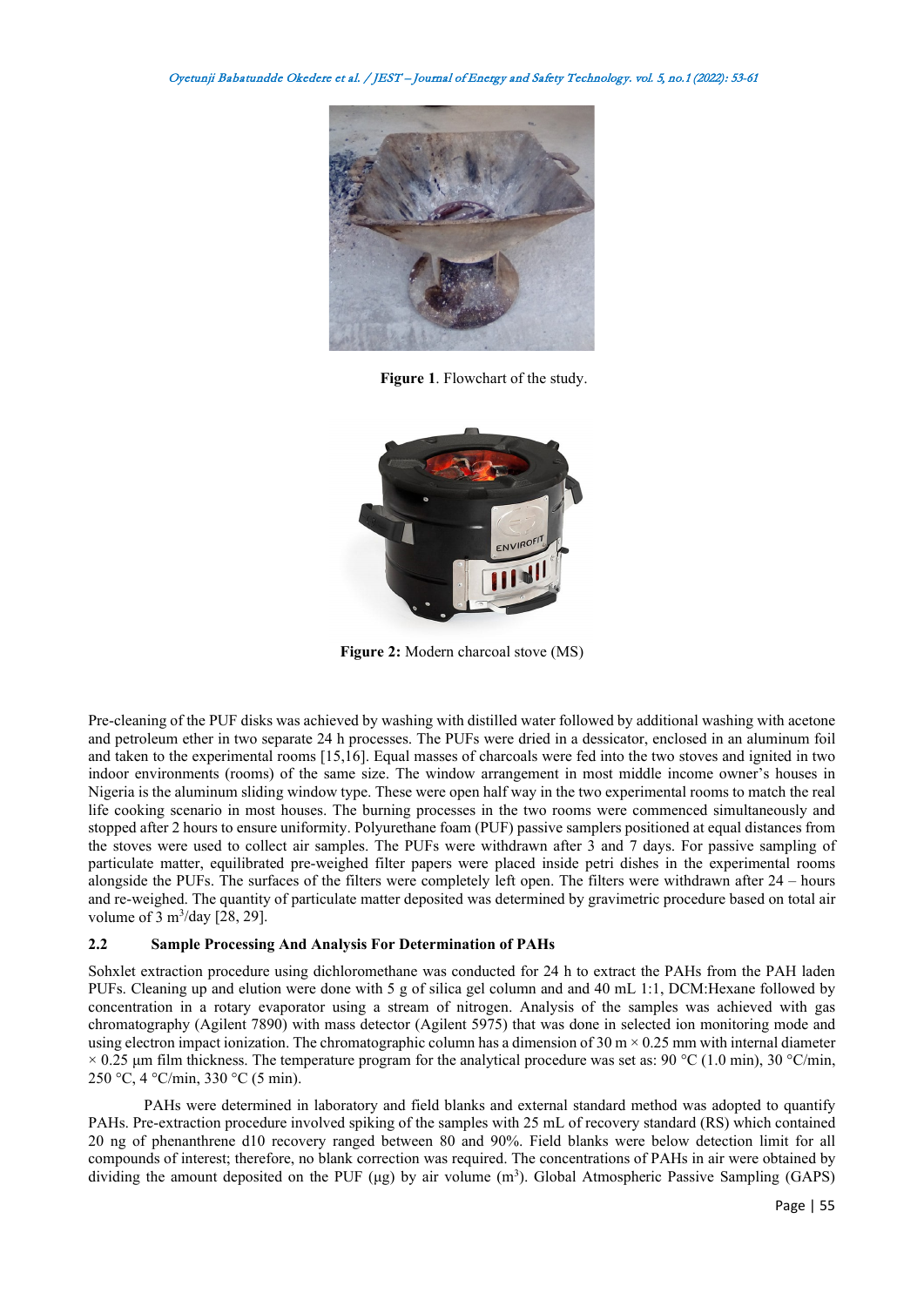**Figure 1**. Flowchart of the study.

**Figure 2:** Modern charcoal stove (MS)

Pre-cleaning of the PUF disks was achieved by washing with distilled water followed by additional washing with acetone and petroleum ether in two separate 24 h processes. The PUFs were dried in a dessicator, enclosed in an aluminum foil and taken to the experimental rooms [15,16]. Equal masses of charcoals were fed into the two stoves and ignited in two indoor environments (rooms) of the same size. The window arrangement in most middle income owner's houses in Nigeria is the aluminum sliding window type. These were open half way in the two experimental rooms to match the real life cooking scenario in most houses. The burning processes in the two rooms were commenced simultaneously and stopped after 2 hours to ensure uniformity. Polyurethane foam (PUF) passive samplers positioned at equal distances from the stoves were used to collect air samples. The PUFs were withdrawn after 3 and 7 days. For passive sampling of particulate matter, equilibrated pre-weighed filter papers were placed inside petri dishes in the experimental rooms alongside the PUFs. The surfaces of the filters were completely left open. The filters were withdrawn after 24 – hours and re-weighed. The quantity of particulate matter deposited was determined by gravimetric procedure based on total air volume of 3 $m^3$/day [28, 29].

### 2.2 Sample Processing And Analysis For Determination of PAHs

Sohxlet extraction procedure using dichloromethane was conducted for 24 h to extract the PAHs from the PAH laden PUFs. Cleaning up and elution were done with 5 g of silica gel column and and 40 mL 1:1, DCM:Hexane followed by concentration in a rotary evaporator using a stream of nitrogen. Analysis of the samples was achieved with gas chromatography (Agilent 7890) with mass detector (Agilent 5975) that was done in selected ion monitoring mode and using electron impact ionization. The chromatographic column has a dimension of 30 m × 0.25 mm with internal diameter × 0.25 μm film thickness. The temperature program for the analytical procedure was set as: 90 °C (1.0 min), 30 °C/min, 250 °C, 4 °C/min, 330 °C (5 min).

PAHs were determined in laboratory and field blanks and external standard method was adopted to quantify PAHs. Pre-extraction procedure involved spiking of the samples with 25 mL of recovery standard (RS) which contained 20 ng of phenanthrene d10 recovery ranged between 80 and 90%. Field blanks were below detection limit for all compounds of interest; therefore, no blank correction was required. The concentrations of PAHs in air were obtained by dividing the amount deposited on the PUF (μg) by air volume ($m^3$). Global Atmospheric Passive Sampling (GAPS)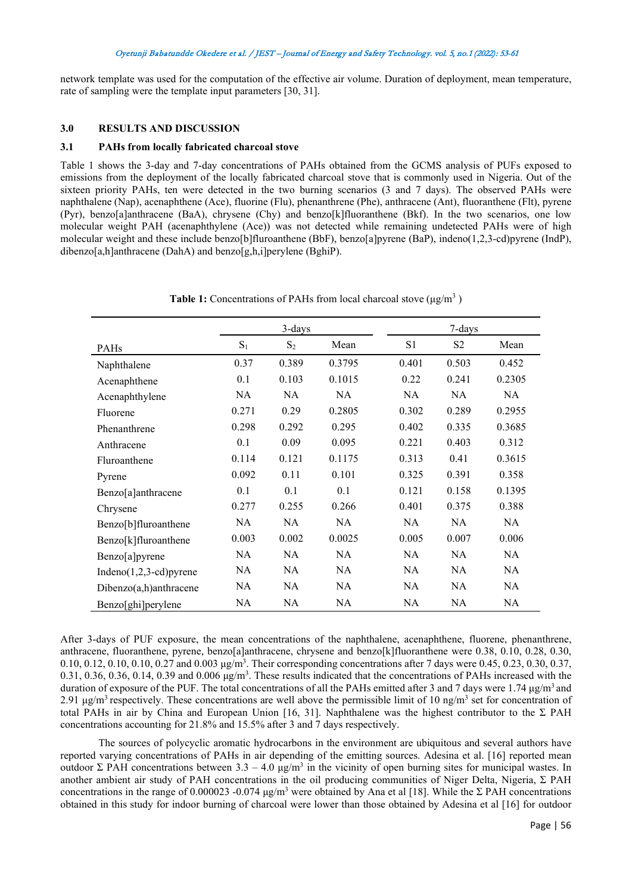network template was used for the computation of the effective air volume. Duration of deployment, mean temperature, rate of sampling were the template input parameters [30, 31].

## 3.0 RESULTS AND DISCUSSION

### 3.1 PAHs from locally fabricated charcoal stove

Table 1 shows the 3-day and 7-day concentrations of PAHs obtained from the GCMS analysis of PUFs exposed to emissions from the deployment of the locally fabricated charcoal stove that is commonly used in Nigeria. Out of the sixteen priority PAHs, ten were detected in the two burning scenarios (3 and 7 days). The observed PAHs were naphthalene (Nap), acenaphthene (Ace), fluorine (Flu), phenanthrene (Phe), anthracene (Ant), fluoranthene (Flt), pyrene (Pyr), benzo[a]anthracene (BaA), chrysene (Chy) and benzo[k]fluoranthene (Bkf). In the two scenarios, one low molecular weight PAH (acenaphthylene (Ace)) was not detected while remaining undetected PAHs were of high molecular weight and these include benzo[b]fluroanthene (BbF), benzo[a]pyrene (BaP), indeno(1,2,3-cd)pyrene (IndP), dibenzo[a,h]anthracene (DahA) and benzo[g,h,i]perylene (BghiP).

**Table 1:** Concentrations of PAHs from local charcoal stove (μg/m$^3$ )

| PAHs | 3-days | | | 7-days | | |
|---|---|---|---|---|---|---|
| | $S_1$ | $S_2$ | Mean | S1 | S2 | Mean |
| Naphthalene | 0.37 | 0.389 | 0.3795 | 0.401 | 0.503 | 0.452 |
| Acenaphthene | 0.1 | 0.103 | 0.1015 | 0.22 | 0.241 | 0.2305 |
| Acenaphthylene | NA | NA | NA | NA | NA | NA |
| Fluorene | 0.271 | 0.29 | 0.2805 | 0.302 | 0.289 | 0.2955 |
| Phenanthrene | 0.298 | 0.292 | 0.295 | 0.402 | 0.335 | 0.3685 |
| Anthracene | 0.1 | 0.09 | 0.095 | 0.221 | 0.403 | 0.312 |
| Fluroanthene | 0.114 | 0.121 | 0.1175 | 0.313 | 0.41 | 0.3615 |
| Pyrene | 0.092 | 0.11 | 0.101 | 0.325 | 0.391 | 0.358 |
| Benzo[a]anthracene | 0.1 | 0.1 | 0.1 | 0.121 | 0.158 | 0.1395 |
| Chrysene | 0.277 | 0.255 | 0.266 | 0.401 | 0.375 | 0.388 |
| Benzo[b]fluroanthene | NA | NA | NA | NA | NA | NA |
| Benzo[k]fluroanthene | 0.003 | 0.002 | 0.0025 | 0.005 | 0.007 | 0.006 |
| Benzo[a]pyrene | NA | NA | NA | NA | NA | NA |
| Indeno(1,2,3-cd)pyrene | NA | NA | NA | NA | NA | NA |
| Dibenzo(a,h)anthracene | NA | NA | NA | NA | NA | NA |
| Benzo[ghi]perylene | NA | NA | NA | NA | NA | NA |

After 3-days of PUF exposure, the mean concentrations of the naphthalene, acenaphthene, fluorene, phenanthrene, anthracene, fluoranthene, pyrene, benzo[a]anthracene, chrysene and benzo[k]fluoranthene were 0.38, 0.10, 0.28, 0.30, 0.10, 0.12, 0.10, 0.10, 0.27 and 0.003 μg/m$^3$. Their corresponding concentrations after 7 days were 0.45, 0.23, 0.30, 0.37, 0.31, 0.36, 0.36, 0.14, 0.39 and 0.006 μg/m$^3$. These results indicated that the concentrations of PAHs increased with the duration of exposure of the PUF. The total concentrations of all the PAHs emitted after 3 and 7 days were 1.74 μg/m$^3$ and 2.91 μg/m$^3$ respectively. These concentrations are well above the permissible limit of 10 ng/m$^3$ set for concentration of total PAHs in air by China and European Union [16, 31]. Naphthalene was the highest contributor to the Σ PAH concentrations accounting for 21.8% and 15.5% after 3 and 7 days respectively.

The sources of polycyclic aromatic hydrocarbons in the environment are ubiquitous and several authors have reported varying concentrations of PAHs in air depending of the emitting sources. Adesina et al. [16] reported mean outdoor Σ PAH concentrations between 3.3 – 4.0 μg/m$^3$ in the vicinity of open burning sites for municipal wastes. In another ambient air study of PAH concentrations in the oil producing communities of Niger Delta, Nigeria, Σ PAH concentrations in the range of 0.000023 -0.074 μg/m$^3$ were obtained by Ana et al [18]. While the Σ PAH concentrations obtained in this study for indoor burning of charcoal were lower than those obtained by Adesina et al [16] for outdoor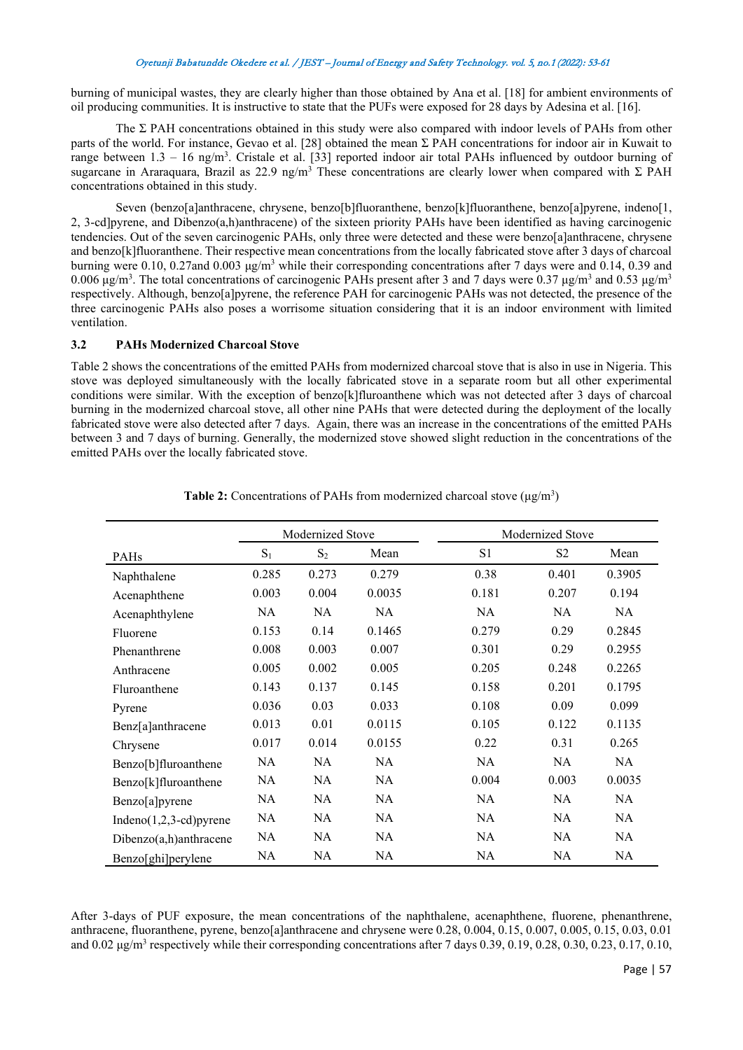burning of municipal wastes, they are clearly higher than those obtained by Ana et al. [18] for ambient environments of oil producing communities. It is instructive to state that the PUFs were exposed for 28 days by Adesina et al. [16].

The Σ PAH concentrations obtained in this study were also compared with indoor levels of PAHs from other parts of the world. For instance, Gevao et al. [28] obtained the mean Σ PAH concentrations for indoor air in Kuwait to range between 1.3 – 16 ng/m$^3$. Cristale et al. [33] reported indoor air total PAHs influenced by outdoor burning of sugarcane in Araraquara, Brazil as 22.9 ng/m$^3$ These concentrations are clearly lower when compared with Σ PAH concentrations obtained in this study.

Seven (benzo[a]anthracene, chrysene, benzo[b]fluoranthene, benzo[k]fluoranthene, benzo[a]pyrene, indeno[1, 2, 3-cd]pyrene, and Dibenzo(a,h)anthracene) of the sixteen priority PAHs have been identified as having carcinogenic tendencies. Out of the seven carcinogenic PAHs, only three were detected and these were benzo[a]anthracene, chrysene and benzo[k]fluoranthene. Their respective mean concentrations from the locally fabricated stove after 3 days of charcoal burning were 0.10, 0.27and 0.003 µg/m$^3$ while their corresponding concentrations after 7 days were and 0.14, 0.39 and 0.006 µg/m$^3$. The total concentrations of carcinogenic PAHs present after 3 and 7 days were 0.37 µg/m$^3$ and 0.53 µg/m$^3$ respectively. Although, benzo[a]pyrene, the reference PAH for carcinogenic PAHs was not detected, the presence of the three carcinogenic PAHs also poses a worrisome situation considering that it is an indoor environment with limited ventilation.

### 3.2 PAHs Modernized Charcoal Stove

Table 2 shows the concentrations of the emitted PAHs from modernized charcoal stove that is also in use in Nigeria. This stove was deployed simultaneously with the locally fabricated stove in a separate room but all other experimental conditions were similar. With the exception of benzo[k]fluroanthene which was not detected after 3 days of charcoal burning in the modernized charcoal stove, all other nine PAHs that were detected during the deployment of the locally fabricated stove were also detected after 7 days. Again, there was an increase in the concentrations of the emitted PAHs between 3 and 7 days of burning. Generally, the modernized stove showed slight reduction in the concentrations of the emitted PAHs over the locally fabricated stove.

**Table 2:** Concentrations of PAHs from modernized charcoal stove (µg/m$^3$)

| | Modernized Stove | | | Modernized Stove | | |
|---|---|---|---|---|---|---|
| PAHs | $S_1$ | $S_2$ | Mean | S1 | S2 | Mean |
| Naphthalene | 0.285 | 0.273 | 0.279 | 0.38 | 0.401 | 0.3905 |
| Acenaphthene | 0.003 | 0.004 | 0.0035 | 0.181 | 0.207 | 0.194 |
| Acenaphthylene | NA | NA | NA | NA | NA | NA |
| Fluorene | 0.153 | 0.14 | 0.1465 | 0.279 | 0.29 | 0.2845 |
| Phenanthrene | 0.008 | 0.003 | 0.007 | 0.301 | 0.29 | 0.2955 |
| Anthracene | 0.005 | 0.002 | 0.005 | 0.205 | 0.248 | 0.2265 |
| Fluroanthene | 0.143 | 0.137 | 0.145 | 0.158 | 0.201 | 0.1795 |
| Pyrene | 0.036 | 0.03 | 0.033 | 0.108 | 0.09 | 0.099 |
| Benz[a]anthracene | 0.013 | 0.01 | 0.0115 | 0.105 | 0.122 | 0.1135 |
| Chrysene | 0.017 | 0.014 | 0.0155 | 0.22 | 0.31 | 0.265 |
| Benzo[b]fluroanthene | NA | NA | NA | NA | NA | NA |
| Benzo[k]fluroanthene | NA | NA | NA | 0.004 | 0.003 | 0.0035 |
| Benzo[a]pyrene | NA | NA | NA | NA | NA | NA |
| Indeno(1,2,3-cd)pyrene | NA | NA | NA | NA | NA | NA |
| Dibenzo(a,h)anthracene | NA | NA | NA | NA | NA | NA |
| Benzo[ghi]perylene | NA | NA | NA | NA | NA | NA |

After 3-days of PUF exposure, the mean concentrations of the naphthalene, acenaphthene, fluorene, phenanthrene, anthracene, fluoranthene, pyrene, benzo[a]anthracene and chrysene were 0.28, 0.004, 0.15, 0.007, 0.005, 0.15, 0.03, 0.01 and 0.02 µg/m$^3$ respectively while their corresponding concentrations after 7 days 0.39, 0.19, 0.28, 0.30, 0.23, 0.17, 0.10,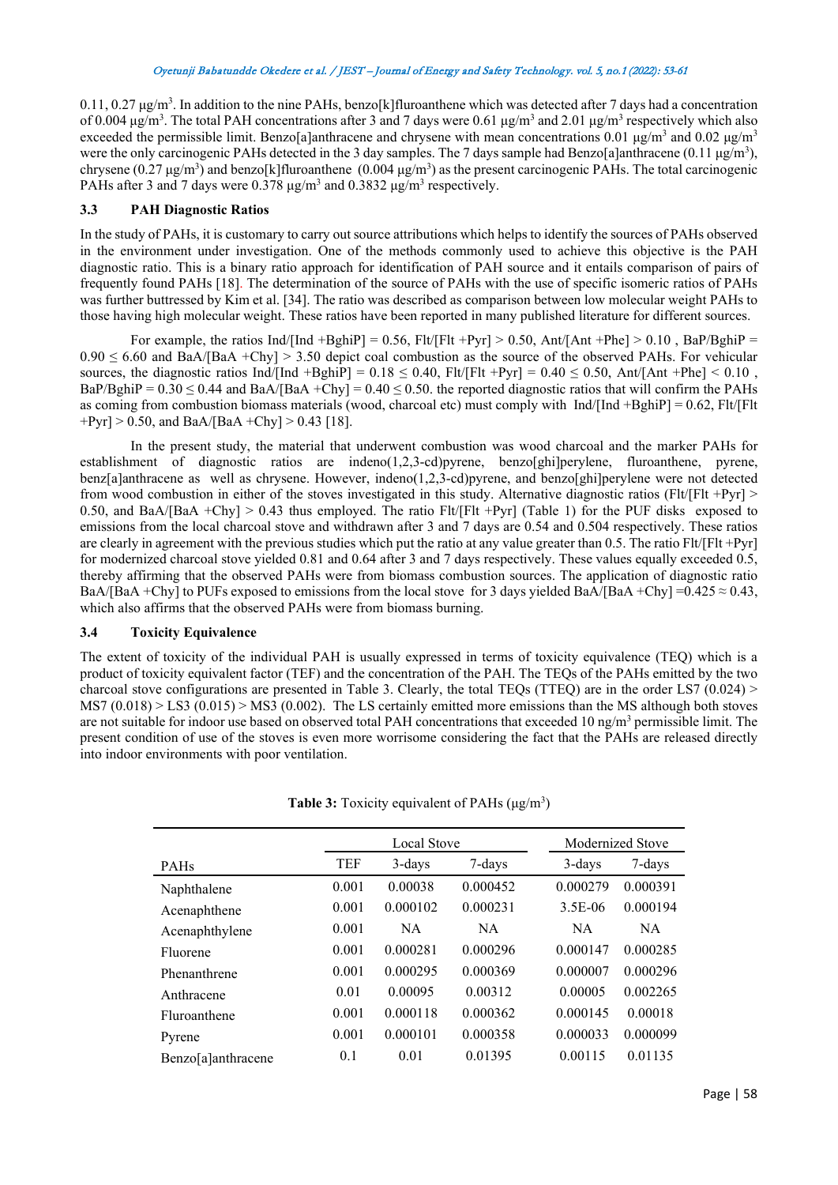0.11, 0.27 µg/m$^3$. In addition to the nine PAHs, benzo[k]fluroanthene which was detected after 7 days had a concentration of 0.004 µg/m$^3$. The total PAH concentrations after 3 and 7 days were 0.61 µg/m$^3$ and 2.01 µg/m$^3$ respectively which also exceeded the permissible limit. Benzo[a]anthracene and chrysene with mean concentrations 0.01 µg/m$^3$ and 0.02 µg/m$^3$ were the only carcinogenic PAHs detected in the 3 day samples. The 7 days sample had Benzo[a]anthracene (0.11 µg/m$^3$), chrysene (0.27 µg/m$^3$) and benzo[k]fluroanthene (0.004 µg/m$^3$) as the present carcinogenic PAHs. The total carcinogenic PAHs after 3 and 7 days were 0.378 µg/m$^3$ and 0.3832 µg/m$^3$ respectively.

### 3.3 PAH Diagnostic Ratios

In the study of PAHs, it is customary to carry out source attributions which helps to identify the sources of PAHs observed in the environment under investigation. One of the methods commonly used to achieve this objective is the PAH diagnostic ratio. This is a binary ratio approach for identification of PAH source and it entails comparison of pairs of frequently found PAHs [18]. The determination of the source of PAHs with the use of specific isomeric ratios of PAHs was further buttressed by Kim et al. [34]. The ratio was described as comparison between low molecular weight PAHs to those having high molecular weight. These ratios have been reported in many published literature for different sources.

For example, the ratios Ind/[Ind +BghiP] = 0.56, Flt/[Flt +Pyr] > 0.50, Ant/[Ant +Phe] > 0.10 , BaP/BghiP = 0.90 ≤ 6.60 and BaA/[BaA +Chy] > 3.50 depict coal combustion as the source of the observed PAHs. For vehicular sources, the diagnostic ratios Ind/[Ind +BghiP] = 0.18 ≤ 0.40, Flt/[Flt +Pyr] = 0.40 ≤ 0.50, Ant/[Ant +Phe] < 0.10 , BaP/BghiP = 0.30 ≤ 0.44 and BaA/[BaA +Chy] = 0.40 ≤ 0.50. the reported diagnostic ratios that will confirm the PAHs as coming from combustion biomass materials (wood, charcoal etc) must comply with Ind/[Ind +BghiP] = 0.62, Flt/[Flt +Pyr] > 0.50, and BaA/[BaA +Chy] > 0.43 [18].

In the present study, the material that underwent combustion was wood charcoal and the marker PAHs for establishment of diagnostic ratios are indeno(1,2,3-cd)pyrene, benzo[ghi]perylene, fluroanthene, pyrene, benz[a]anthracene as well as chrysene. However, indeno(1,2,3-cd)pyrene, and benzo[ghi]perylene were not detected from wood combustion in either of the stoves investigated in this study. Alternative diagnostic ratios (Flt/[Flt +Pyr] > 0.50, and BaA/[BaA +Chy] > 0.43 thus employed. The ratio Flt/[Flt +Pyr] (Table 1) for the PUF disks exposed to emissions from the local charcoal stove and withdrawn after 3 and 7 days are 0.54 and 0.504 respectively. These ratios are clearly in agreement with the previous studies which put the ratio at any value greater than 0.5. The ratio Flt/[Flt +Pyr] for modernized charcoal stove yielded 0.81 and 0.64 after 3 and 7 days respectively. These values equally exceeded 0.5, thereby affirming that the observed PAHs were from biomass combustion sources. The application of diagnostic ratio BaA/[BaA +Chy] to PUFs exposed to emissions from the local stove for 3 days yielded BaA/[BaA +Chy] =0.425 ≈ 0.43, which also affirms that the observed PAHs were from biomass burning.

### 3.4 Toxicity Equivalence

The extent of toxicity of the individual PAH is usually expressed in terms of toxicity equivalence (TEQ) which is a product of toxicity equivalent factor (TEF) and the concentration of the PAH. The TEQs of the PAHs emitted by the two charcoal stove configurations are presented in Table 3. Clearly, the total TEQs (TTEQ) are in the order LS7 (0.024) > MS7 (0.018) > LS3 (0.015) > MS3 (0.002). The LS certainly emitted more emissions than the MS although both stoves are not suitable for indoor use based on observed total PAH concentrations that exceeded 10 ng/m$^3$ permissible limit. The present condition of use of the stoves is even more worrisome considering the fact that the PAHs are released directly into indoor environments with poor ventilation.

**Table 3:** Toxicity equivalent of PAHs (µg/m$^3$)

| | Local Stove | | | Modernized Stove | |
|---|---|---|---|---|---|
| PAHs | TEF | 3-days | 7-days | 3-days | 7-days |
| Naphthalene | 0.001 | 0.00038 | 0.000452 | 0.000279 | 0.000391 |
| Acenaphthene | 0.001 | 0.000102 | 0.000231 | 3.5E-06 | 0.000194 |
| Acenaphthylene | 0.001 | NA | NA | NA | NA |
| Fluorene | 0.001 | 0.000281 | 0.000296 | 0.000147 | 0.000285 |
| Phenanthrene | 0.001 | 0.000295 | 0.000369 | 0.000007 | 0.000296 |
| Anthracene | 0.01 | 0.00095 | 0.00312 | 0.00005 | 0.002265 |
| Fluroanthene | 0.001 | 0.000118 | 0.000362 | 0.000145 | 0.00018 |
| Pyrene | 0.001 | 0.000101 | 0.000358 | 0.000033 | 0.000099 |
| Benzo[a]anthracene | 0.1 | 0.01 | 0.01395 | 0.00115 | 0.01135 |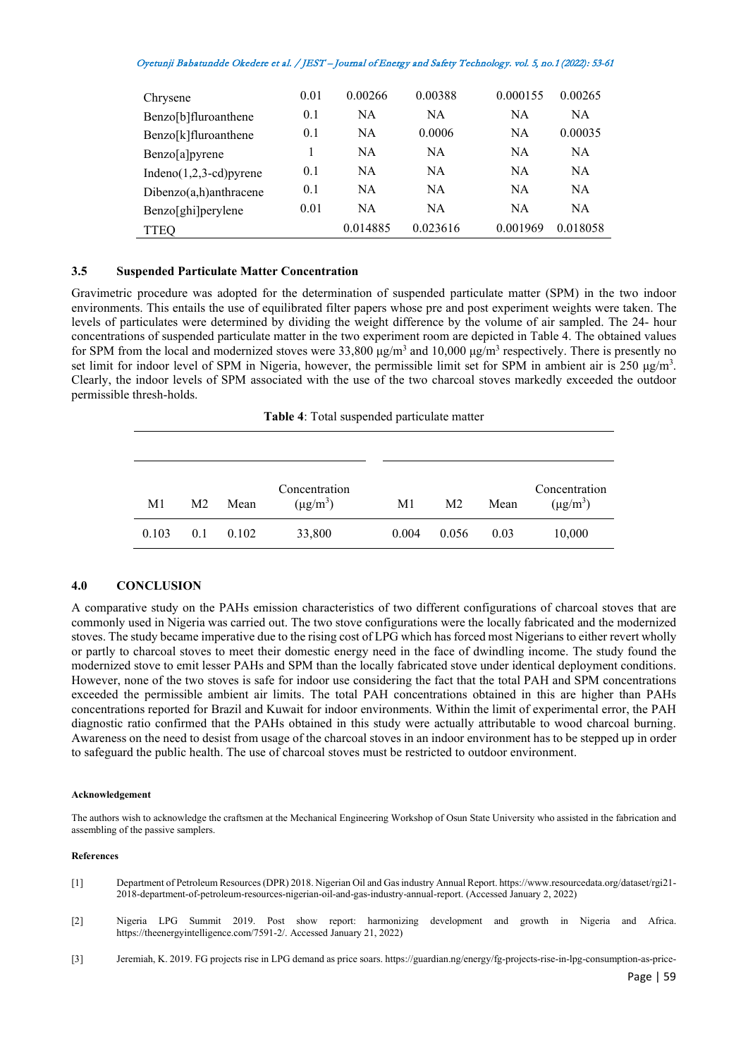| Chrysene | 0.01 | 0.00266 | 0.00388 | 0.000155 | 0.00265 |
|---|---|---|---|---|---|
| Benzo[b]fluroanthene | 0.1 | NA | NA | NA | NA |
| Benzo[k]fluroanthene | 0.1 | NA | 0.0006 | NA | 0.00035 |
| Benzo[a]pyrene | 1 | NA | NA | NA | NA |
| Indeno(1,2,3-cd)pyrene | 0.1 | NA | NA | NA | NA |
| Dibenzo(a,h)anthracene | 0.1 | NA | NA | NA | NA |
| Benzo[ghi]perylene | 0.01 | NA | NA | NA | NA |
| TTEQ | | 0.014885 | 0.023616 | 0.001969 | 0.018058 |

### 3.5 Suspended Particulate Matter Concentration

Gravimetric procedure was adopted for the determination of suspended particulate matter (SPM) in the two indoor environments. This entails the use of equilibrated filter papers whose pre and post experiment weights were taken. The levels of particulates were determined by dividing the weight difference by the volume of air sampled. The 24- hour concentrations of suspended particulate matter in the two experiment room are depicted in Table 4. The obtained values for SPM from the local and modernized stoves were 33,800 μg/m$^3$ and 10,000 μg/m$^3$ respectively. There is presently no set limit for indoor level of SPM in Nigeria, however, the permissible limit set for SPM in ambient air is 250 μg/m$^3$. Clearly, the indoor levels of SPM associated with the use of the two charcoal stoves markedly exceeded the outdoor permissible thresh-holds.

**Table 4**: Total suspended particulate matter

| M1 | M2 | Mean | Concentration (μg/m$^3$) | M1 | M2 | Mean | Concentration (μg/m$^3$) |
|---|---|---|---|---|---|---|---|
| 0.103 | 0.1 | 0.102 | 33,800 | 0.004 | 0.056 | 0.03 | 10,000 |

## 4.0 CONCLUSION

A comparative study on the PAHs emission characteristics of two different configurations of charcoal stoves that are commonly used in Nigeria was carried out. The two stove configurations were the locally fabricated and the modernized stoves. The study became imperative due to the rising cost of LPG which has forced most Nigerians to either revert wholly or partly to charcoal stoves to meet their domestic energy need in the face of dwindling income. The study found the modernized stove to emit lesser PAHs and SPM than the locally fabricated stove under identical deployment conditions. However, none of the two stoves is safe for indoor use considering the fact that the total PAH and SPM concentrations exceeded the permissible ambient air limits. The total PAH concentrations obtained in this are higher than PAHs concentrations reported for Brazil and Kuwait for indoor environments. Within the limit of experimental error, the PAH diagnostic ratio confirmed that the PAHs obtained in this study were actually attributable to wood charcoal burning. Awareness on the need to desist from usage of the charcoal stoves in an indoor environment has to be stepped up in order to safeguard the public health. The use of charcoal stoves must be restricted to outdoor environment.

#### Acknowledgement

The authors wish to acknowledge the craftsmen at the Mechanical Engineering Workshop of Osun State University who assisted in the fabrication and assembling of the passive samplers.

#### References

[1] Department of Petroleum Resources (DPR) 2018. Nigerian Oil and Gas industry Annual Report. https://www.resourcedata.org/dataset/rgi21-2018-department-of-petroleum-resources-nigerian-oil-and-gas-industry-annual-report. (Accessed January 2, 2022)

[2] Nigeria LPG Summit 2019. Post show report: harmonizing development and growth in Nigeria and Africa. https://theenergyintelligence.com/7591-2/. Accessed January 21, 2022)

[3] Jeremiah, K. 2019. FG projects rise in LPG demand as price soars. https://guardian.ng/energy/fg-projects-rise-in-lpg-consumption-as-price-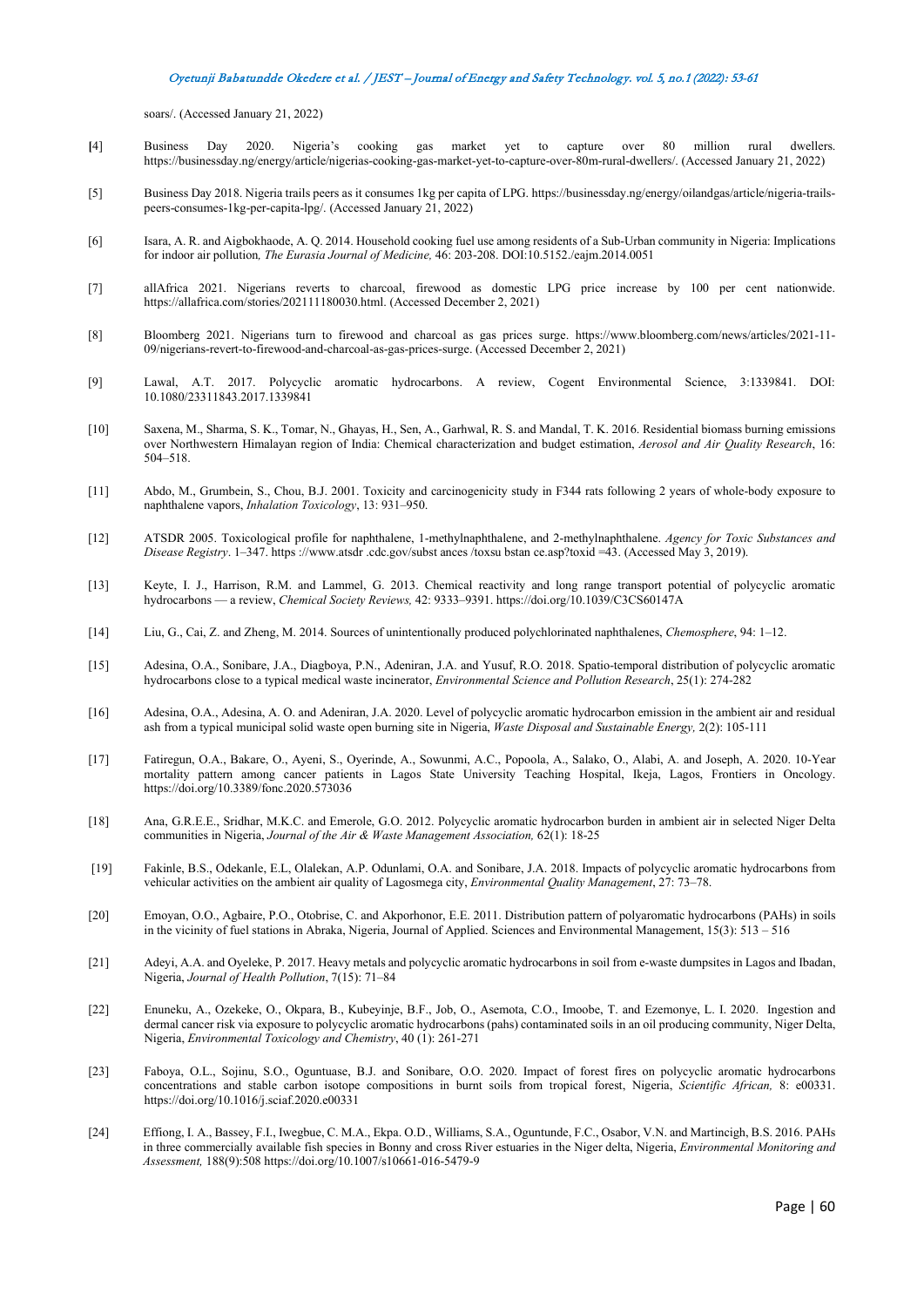soars/. (Accessed January 21, 2022)

[4] Business Day 2020. Nigeria's cooking gas market yet to capture over 80 million rural dwellers. https://businessday.ng/energy/article/nigerias-cooking-gas-market-yet-to-capture-over-80m-rural-dwellers/. (Accessed January 21, 2022)

[5] Business Day 2018. Nigeria trails peers as it consumes 1kg per capita of LPG. https://businessday.ng/energy/oilandgas/article/nigeria-trails-peers-consumes-1kg-per-capita-lpg/. (Accessed January 21, 2022)

[6] Isara, A. R. and Aigbokhaode, A. Q. 2014. Household cooking fuel use among residents of a Sub-Urban community in Nigeria: Implications for indoor air pollution*, The Eurasia Journal of Medicine,* 46: 203-208. DOI:10.5152./eajm.2014.0051

[7] allAfrica 2021. Nigerians reverts to charcoal, firewood as domestic LPG price increase by 100 per cent nationwide. https://allafrica.com/stories/202111180030.html. (Accessed December 2, 2021)

[8] Bloomberg 2021. Nigerians turn to firewood and charcoal as gas prices surge. https://www.bloomberg.com/news/articles/2021-11-09/nigerians-revert-to-firewood-and-charcoal-as-gas-prices-surge. (Accessed December 2, 2021)

[9] Lawal, A.T. 2017. Polycyclic aromatic hydrocarbons. A review, Cogent Environmental Science, 3:1339841. DOI: 10.1080/23311843.2017.1339841

[10] Saxena, M., Sharma, S. K., Tomar, N., Ghayas, H., Sen, A., Garhwal, R. S. and Mandal, T. K. 2016. Residential biomass burning emissions over Northwestern Himalayan region of India: Chemical characterization and budget estimation, *Aerosol and Air Quality Research*, 16: 504–518.

[11] Abdo, M., Grumbein, S., Chou, B.J. 2001. Toxicity and carcinogenicity study in F344 rats following 2 years of whole-body exposure to naphthalene vapors, *Inhalation Toxicology*, 13: 931–950.

[12] ATSDR 2005. Toxicological profile for naphthalene, 1-methylnaphthalene, and 2-methylnaphthalene. *Agency for Toxic Substances and Disease Registry*. 1–347. https ://www.atsdr .cdc.gov/subst ances /toxsu bstan ce.asp?toxid =43. (Accessed May 3, 2019).

[13] Keyte, I. J., Harrison, R.M. and Lammel, G. 2013. Chemical reactivity and long range transport potential of polycyclic aromatic hydrocarbons — a review, *Chemical Society Reviews,* 42: 9333–9391. https://doi.org/10.1039/C3CS60147A

[14] Liu, G., Cai, Z. and Zheng, M. 2014. Sources of unintentionally produced polychlorinated naphthalenes, *Chemosphere*, 94: 1–12.

[15] Adesina, O.A., Sonibare, J.A., Diagboya, P.N., Adeniran, J.A. and Yusuf, R.O. 2018. Spatio-temporal distribution of polycyclic aromatic hydrocarbons close to a typical medical waste incinerator, *Environmental Science and Pollution Research*, 25(1): 274-282

[16] Adesina, O.A., Adesina, A. O. and Adeniran, J.A. 2020. Level of polycyclic aromatic hydrocarbon emission in the ambient air and residual ash from a typical municipal solid waste open burning site in Nigeria, *Waste Disposal and Sustainable Energy,* 2(2): 105-111

[17] Fatiregun, O.A., Bakare, O., Ayeni, S., Oyerinde, A., Sowunmi, A.C., Popoola, A., Salako, O., Alabi, A. and Joseph, A. 2020. 10-Year mortality pattern among cancer patients in Lagos State University Teaching Hospital, Ikeja, Lagos, Frontiers in Oncology. https://doi.org/10.3389/fonc.2020.573036

[18] Ana, G.R.E.E., Sridhar, M.K.C. and Emerole, G.O. 2012. Polycyclic aromatic hydrocarbon burden in ambient air in selected Niger Delta communities in Nigeria, *Journal of the Air & Waste Management Association,* 62(1): 18-25

[19] Fakinle, B.S., Odekanle, E.L, Olalekan, A.P. Odunlami, O.A. and Sonibare, J.A. 2018. Impacts of polycyclic aromatic hydrocarbons from vehicular activities on the ambient air quality of Lagosmega city, *Environmental Quality Management*, 27: 73–78.

[20] Emoyan, O.O., Agbaire, P.O., Otobrise, C. and Akporhonor, E.E. 2011. Distribution pattern of polyaromatic hydrocarbons (PAHs) in soils in the vicinity of fuel stations in Abraka, Nigeria, Journal of Applied. Sciences and Environmental Management, 15(3): 513 – 516

[21] Adeyi, A.A. and Oyeleke, P. 2017. Heavy metals and polycyclic aromatic hydrocarbons in soil from e-waste dumpsites in Lagos and Ibadan, Nigeria, *Journal of Health Pollution*, 7(15): 71–84

[22] Enuneku, A., Ozekeke, O., Okpara, B., Kubeyinje, B.F., Job, O., Asemota, C.O., Imoobe, T. and Ezemonye, L. I. 2020. Ingestion and dermal cancer risk via exposure to polycyclic aromatic hydrocarbons (pahs) contaminated soils in an oil producing community, Niger Delta, Nigeria, *Environmental Toxicology and Chemistry*, 40 (1): 261-271

[23] Faboya, O.L., Sojinu, S.O., Oguntuase, B.J. and Sonibare, O.O. 2020. Impact of forest fires on polycyclic aromatic hydrocarbons concentrations and stable carbon isotope compositions in burnt soils from tropical forest, Nigeria, *Scientific African,* 8: e00331. https://doi.org/10.1016/j.sciaf.2020.e00331

[24] Effiong, I. A., Bassey, F.I., Iwegbue, C. M.A., Ekpa. O.D., Williams, S.A., Oguntunde, F.C., Osabor, V.N. and Martincigh, B.S. 2016. PAHs in three commercially available fish species in Bonny and cross River estuaries in the Niger delta, Nigeria, *Environmental Monitoring and Assessment,* 188(9):508 https://doi.org/10.1007/s10661-016-5479-9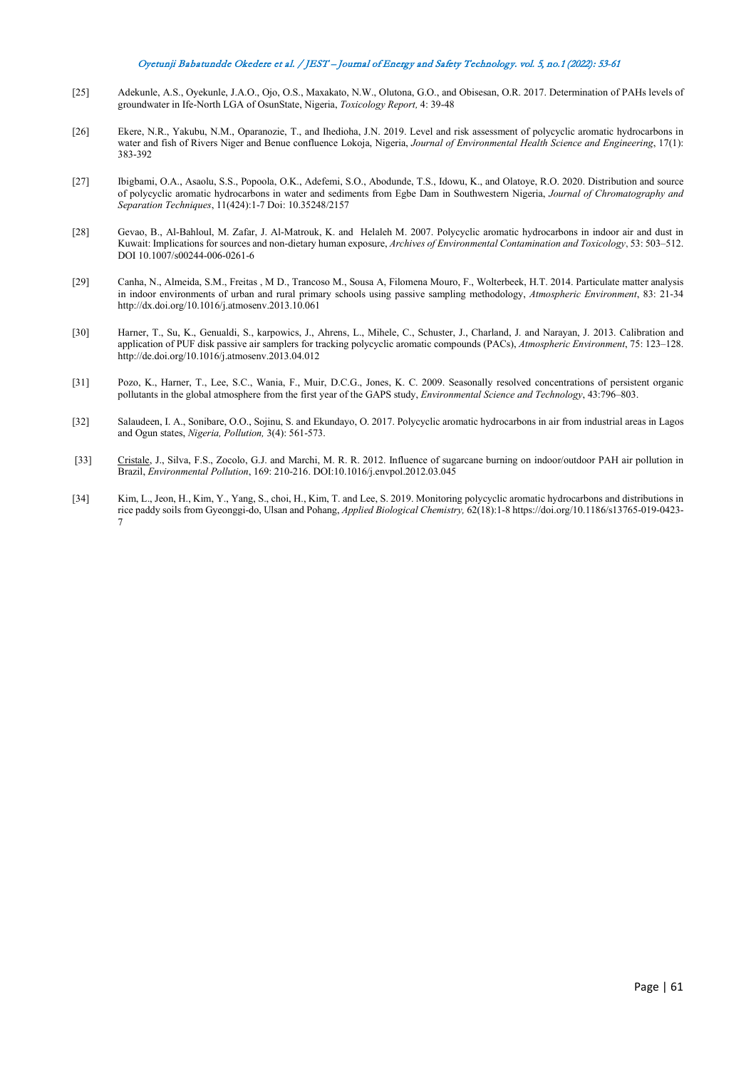[25] Adekunle, A.S., Oyekunle, J.A.O., Ojo, O.S., Maxakato, N.W., Olutona, G.O., and Obisesan, O.R. 2017. Determination of PAHs levels of groundwater in Ife-North LGA of OsunState, Nigeria, *Toxicology Report,* 4: 39-48

[26] Ekere, N.R., Yakubu, N.M., Oparanozie, T., and Ihedioha, J.N. 2019. Level and risk assessment of polycyclic aromatic hydrocarbons in water and fish of Rivers Niger and Benue confluence Lokoja, Nigeria, *Journal of Environmental Health Science and Engineering*, 17(1): 383-392

[27] Ibigbami, O.A., Asaolu, S.S., Popoola, O.K., Adefemi, S.O., Abodunde, T.S., Idowu, K., and Olatoye, R.O. 2020. Distribution and source of polycyclic aromatic hydrocarbons in water and sediments from Egbe Dam in Southwestern Nigeria, *Journal of Chromatography and Separation Techniques*, 11(424):1-7 Doi: 10.35248/2157

[28] Gevao, B., Al-Bahloul, M. Zafar, J. Al-Matrouk, K. and Helaleh M. 2007. Polycyclic aromatic hydrocarbons in indoor air and dust in Kuwait: Implications for sources and non-dietary human exposure, *Archives of Environmental Contamination and Toxicology*, 53: 503–512. DOI 10.1007/s00244-006-0261-6

[29] Canha, N., Almeida, S.M., Freitas , M D., Trancoso M., Sousa A, Filomena Mouro, F., Wolterbeek, H.T. 2014. Particulate matter analysis in indoor environments of urban and rural primary schools using passive sampling methodology, *Atmospheric Environment*, 83: 21-34 http://dx.doi.org/10.1016/j.atmosenv.2013.10.061

[30] Harner, T., Su, K., Genualdi, S., karpowics, J., Ahrens, L., Mihele, C., Schuster, J., Charland, J. and Narayan, J. 2013. Calibration and application of PUF disk passive air samplers for tracking polycyclic aromatic compounds (PACs), *Atmospheric Environment*, 75: 123–128. http://de.doi.org/10.1016/j.atmosenv.2013.04.012

[31] Pozo, K., Harner, T., Lee, S.C., Wania, F., Muir, D.C.G., Jones, K. C. 2009. Seasonally resolved concentrations of persistent organic pollutants in the global atmosphere from the first year of the GAPS study, *Environmental Science and Technology*, 43:796–803.

[32] Salaudeen, I. A., Sonibare, O.O., Sojinu, S. and Ekundayo, O. 2017. Polycyclic aromatic hydrocarbons in air from industrial areas in Lagos and Ogun states, *Nigeria, Pollution,* 3(4): 561-573.

[33] Cristale, J., Silva, F.S., Zocolo, G.J. and Marchi, M. R. R. 2012. Influence of sugarcane burning on indoor/outdoor PAH air pollution in Brazil, *Environmental Pollution*, 169: 210-216. DOI:10.1016/j.envpol.2012.03.045

[34] Kim, L., Jeon, H., Kim, Y., Yang, S., choi, H., Kim, T. and Lee, S. 2019. Monitoring polycyclic aromatic hydrocarbons and distributions in rice paddy soils from Gyeonggi-do, Ulsan and Pohang, *Applied Biological Chemistry,* 62(18):1-8 https://doi.org/10.1186/s13765-019-0423-7